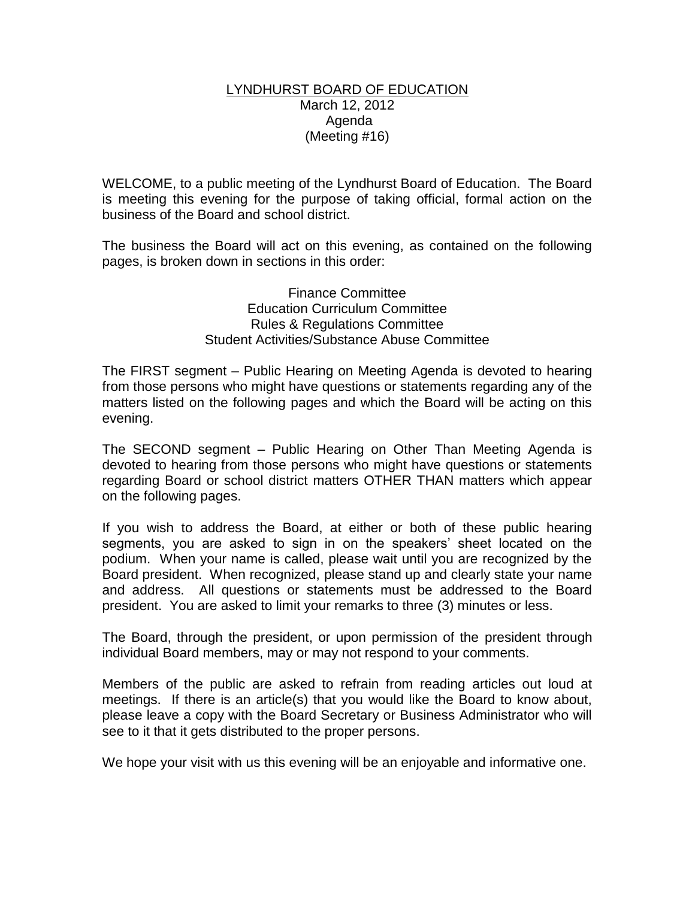# LYNDHURST BOARD OF EDUCATION

March 12, 2012
Agenda
(Meeting #16)

WELCOME, to a public meeting of the Lyndhurst Board of Education. The Board is meeting this evening for the purpose of taking official, formal action on the business of the Board and school district.

The business the Board will act on this evening, as contained on the following pages, is broken down in sections in this order:

Finance Committee
Education Curriculum Committee
Rules & Regulations Committee
Student Activities/Substance Abuse Committee

The FIRST segment – Public Hearing on Meeting Agenda is devoted to hearing from those persons who might have questions or statements regarding any of the matters listed on the following pages and which the Board will be acting on this evening.

The SECOND segment – Public Hearing on Other Than Meeting Agenda is devoted to hearing from those persons who might have questions or statements regarding Board or school district matters OTHER THAN matters which appear on the following pages.

If you wish to address the Board, at either or both of these public hearing segments, you are asked to sign in on the speakers' sheet located on the podium. When your name is called, please wait until you are recognized by the Board president. When recognized, please stand up and clearly state your name and address. All questions or statements must be addressed to the Board president. You are asked to limit your remarks to three (3) minutes or less.

The Board, through the president, or upon permission of the president through individual Board members, may or may not respond to your comments.

Members of the public are asked to refrain from reading articles out loud at meetings. If there is an article(s) that you would like the Board to know about, please leave a copy with the Board Secretary or Business Administrator who will see to it that it gets distributed to the proper persons.

We hope your visit with us this evening will be an enjoyable and informative one.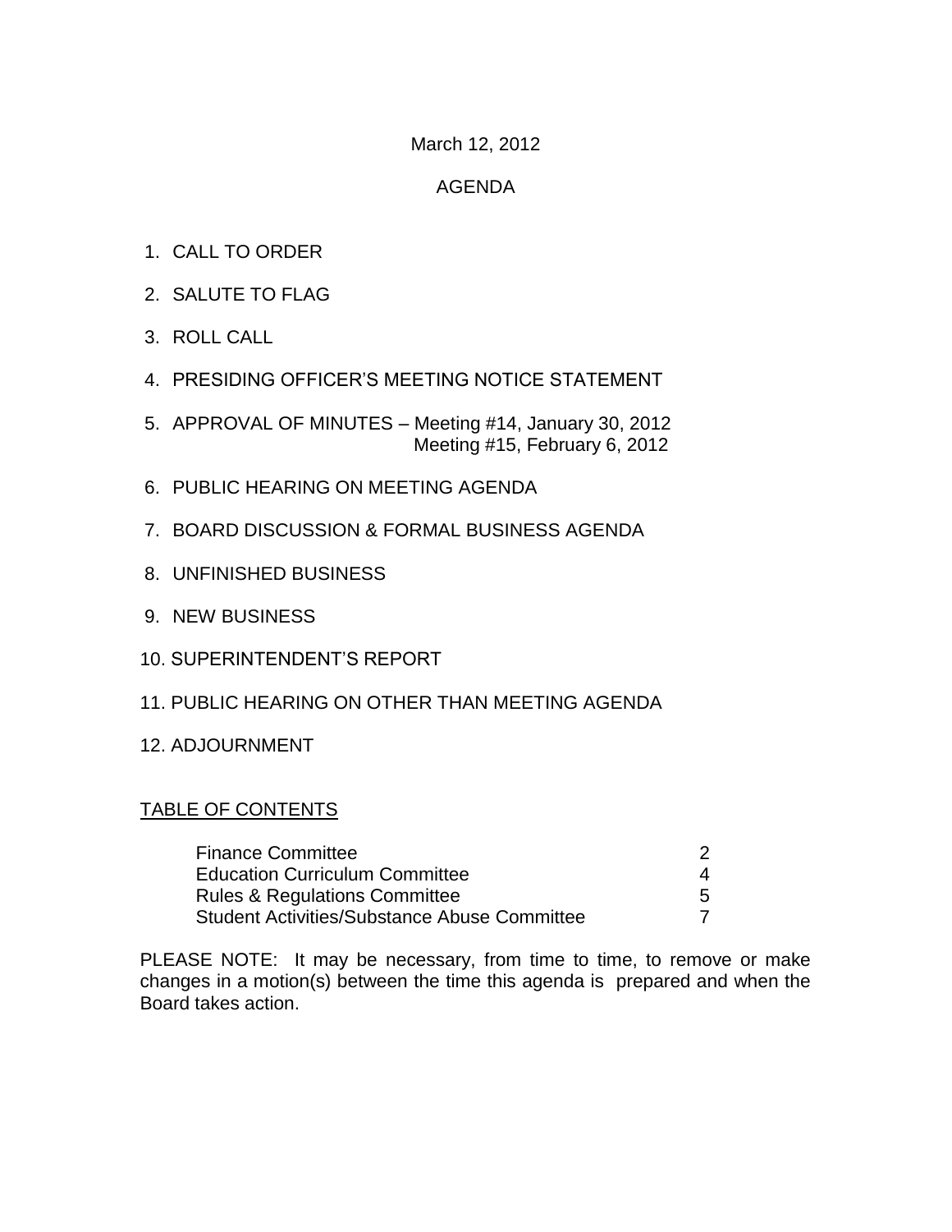March 12, 2012

AGENDA

1. CALL TO ORDER
2. SALUTE TO FLAG
3. ROLL CALL
4. PRESIDING OFFICER'S MEETING NOTICE STATEMENT
5. APPROVAL OF MINUTES – Meeting #14, January 30, 2012
   Meeting #15, February 6, 2012
6. PUBLIC HEARING ON MEETING AGENDA
7. BOARD DISCUSSION & FORMAL BUSINESS AGENDA
8. UNFINISHED BUSINESS
9. NEW BUSINESS
10. SUPERINTENDENT'S REPORT
11. PUBLIC HEARING ON OTHER THAN MEETING AGENDA
12. ADJOURNMENT

<u>TABLE OF CONTENTS</u>

| | |
|---|---|
| Finance Committee | 2 |
| Education Curriculum Committee | 4 |
| Rules & Regulations Committee | 5 |
| Student Activities/Substance Abuse Committee | 7 |

PLEASE NOTE: It may be necessary, from time to time, to remove or make changes in a motion(s) between the time this agenda is prepared and when the Board takes action.